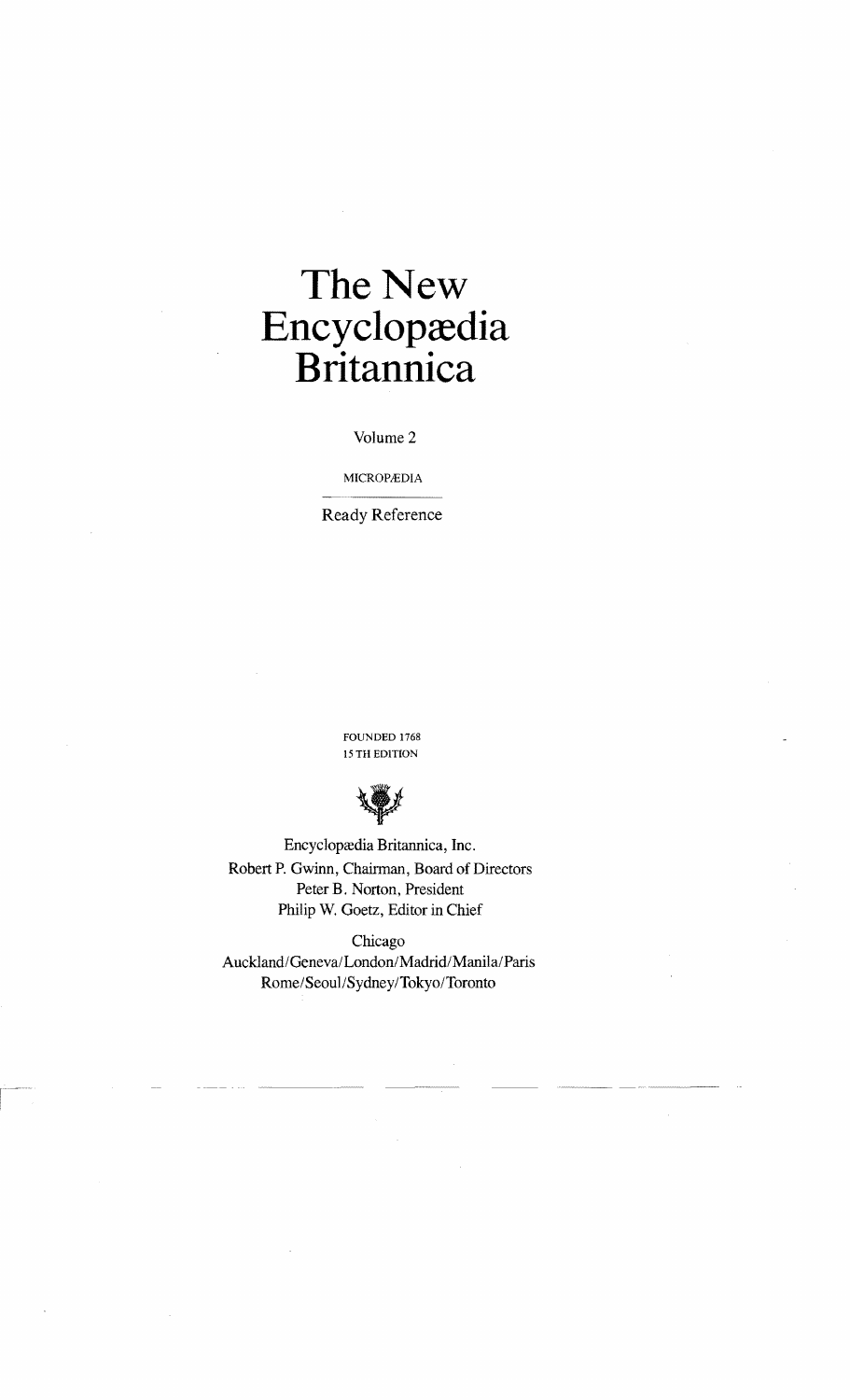# The New Encyclopædia Britannica

Volume 2

MICROPÆDIA

Ready Reference

FOUNDED 1768

15 TH EDITION

Encyclopædia Britannica, Inc.

Robert P. Gwinn, Chairman, Board of Directors

Peter B. Norton, President

Philip W. Goetz, Editor in Chief

Chicago

Auckland/Geneva/London/Madrid/Manila/Paris

Rome/Seoul/Sydney/Tokyo/Toronto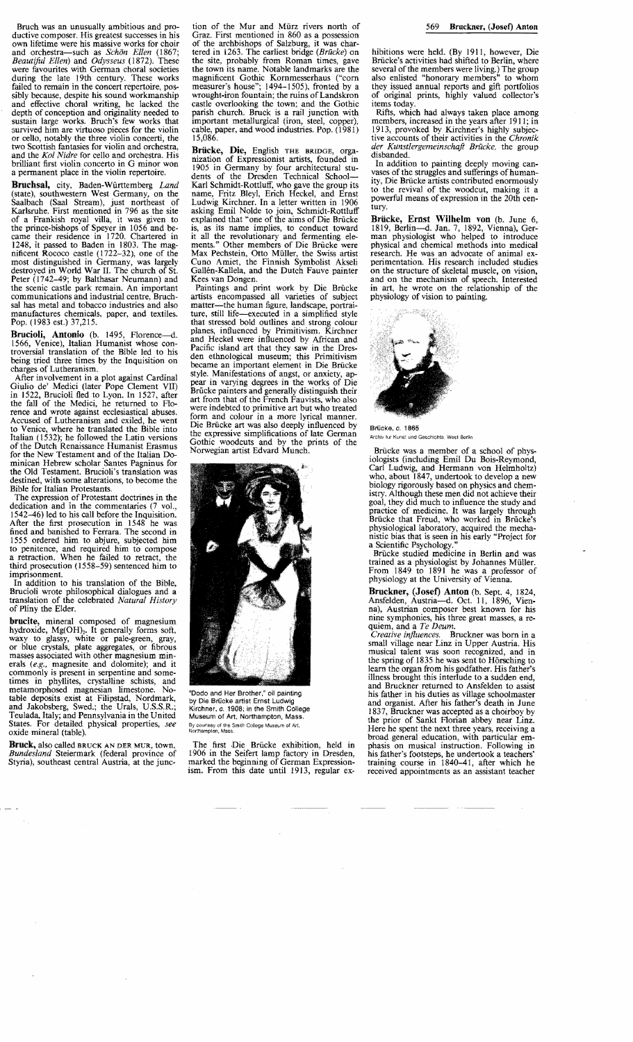Bruch was an unusually ambitious and productive composer. His greatest successes in his own lifetime were his massive works for choir and orchestra—such as *Schön Ellen* (1867; *Beautiful Ellen*) and *Odysseus* (1872). These were favourites with German choral societies during the late 19th century. These works failed to remain in the concert repertoire, possibly because, despite his sound workmanship and effective choral writing, he lacked the depth of conception and originality needed to sustain large works. Bruch's few works that survived him are virtuoso pieces for the violin or cello, notably the three violin concerti, the two Scottish fantasies for violin and orchestra, and the *Kol Nidre* for cello and orchestra. His brilliant first violin concerto in G minor won a permanent place in the violin repertoire.

**Bruchsal,** city, Baden-Württemberg *Land* (state), southwestern West Germany, on the Saalbach (Saal Stream), just northeast of Karlsruhe. First mentioned in 796 as the site of a Frankish royal villa, it was given to the prince-bishops of Speyer in 1056 and became their residence in 1720. Chartered in 1248, it passed to Baden in 1803. The magnificent Rococo castle (1722–32), one of the most distinguished in Germany, was largely destroyed in World War II. The church of St. Peter (1742–49; by Balthasar Neumann) and the scenic castle park remain. An important communications and industrial centre, Bruchsal has metal and tobacco industries and also manufactures chemicals, paper, and textiles. Pop. (1983 est.) 37,215.

**Brucioli, Antonio** (b. 1495, Florence—d. 1566, Venice), Italian Humanist whose controversial translation of the Bible led to his being tried three times by the Inquisition on charges of Lutheranism.

After involvement in a plot against Cardinal Giulio de' Medici (later Pope Clement VII) in 1522, Brucioli fled to Lyon. In 1527, after the fall of the Medici, he returned to Florence and wrote against ecclesiastical abuses. Accused of Lutheranism and exiled, he went to Venice, where he translated the Bible into Italian (1532); he followed the Latin versions of the Dutch Renaissance Humanist Erasmus for the New Testament and of the Italian Dominican Hebrew scholar Santes Pagninus for the Old Testament. Brucioli's translation was destined, with some alterations, to become the Bible for Italian Protestants.

The expression of Protestant doctrines in the dedication and in the commentaries (7 vol., 1542–46) led to his call before the Inquisition. After the first prosecution in 1548 he was fined and banished to Ferrara. The second in 1555 ordered him to abjure, subjected him to penitence, and required him to compose a retraction. When he failed to retract, the third prosecution (1558–59) sentenced him to imprisonment.

In addition to his translation of the Bible, Brucioli wrote philosophical dialogues and a translation of the celebrated *Natural History* of Pliny the Elder.

**brucite,** mineral composed of magnesium hydroxide, $Mg(OH)_2$. It generally forms soft, waxy to glassy, white or pale-green, gray, or blue crystals, plate aggregates, or fibrous masses associated with other magnesium minerals (*e.g.,* magnesite and dolomite); and it commonly is present in serpentine and sometimes in phyllites, crystalline schists, and metamorphosed magnesian limestone. Notable deposits exist at Filipstad, Nordmark, and Jakobsberg, Swed.; the Urals, U.S.S.R.; Teulada, Italy; and Pennsylvania in the United States. For detailed physical properties, *see* oxide mineral (table).

**Bruck,** also called BRUCK AN DER MUR, town, *Bundesland* Steiermark (federal province of Styria), southeast central Austria, at the junction of the Mur and Mürz rivers north of Graz. First mentioned in 860 as a possession of the archbishops of Salzburg, it was chartered in 1263. The earliest bridge (*Brücke*) on the site, probably from Roman times, gave the town its name. Notable landmarks are the magnificent Gothic Kornmesserhaus ("corn measurer's house"; 1494–1505), fronted by a wrought-iron fountain; the ruins of Landskron castle overlooking the town; and the Gothic parish church. Bruck is a rail junction with important metallurgical (iron, steel, copper), cable, paper, and wood industries. Pop. (1981) 15,086.

**Brücke, Die,** English THE BRIDGE, organization of Expressionist artists, founded in 1905 in Germany by four architectural students of the Dresden Technical School—Karl Schmidt-Rottluff, who gave the group its name, Fritz Bleyl, Erich Heckel, and Ernst Ludwig Kirchner. In a letter written in 1906 asking Emil Nolde to join, Schmidt-Rottluff explained that "one of the aims of Die Brücke is, as its name implies, to conduct toward it all the revolutionary and fermenting elements." Other members of Die Brücke were Max Pechstein, Otto Müller, the Swiss artist Cuno Amiet, the Finnish Symbolist Akseli Gallén-Kallela, and the Dutch Fauve painter Kees van Dongen.

Paintings and print work by Die Brücke artists encompassed all varieties of subject matter—the human figure, landscape, portraiture, still life—executed in a simplified style that stressed bold outlines and strong colour planes, influenced by Primitivism. Kirchner and Heckel were influenced by African and Pacific island art that they saw in the Dresden ethnological museum; this Primitivism became an important element in Die Brücke style. Manifestations of angst, or anxiety, appear in varying degrees in the works of Die Brücke painters and generally distinguish their art from that of the French Fauvists, who also were indebted to primitive art but who treated form and colour in a more lyrical manner. Die Brücke art was also deeply influenced by the expressive simplifications of late German Gothic woodcuts and by the prints of the Norwegian artist Edvard Munch.

"Dodo and Her Brother," oil painting by Die Brücke artist Ernst Ludwig Kirchner, c. 1908; in the Smith College Museum of Art, Northampton, Mass.
By courtesy of the Smith College Museum of Art, Northampton, Mass.

The first Die Brücke exhibition, held in 1906 in the Seifert lamp factory in Dresden, marked the beginning of German Expressionism. From this date until 1913, regular exhibitions were held. (By 1911, however, Die Brücke's activities had shifted to Berlin, where several of the members were living.) The group also enlisted "honorary members" to whom they issued annual reports and gift portfolios of original prints, highly valued collector's items today.

Rifts, which had always taken place among members, increased in the years after 1911; in 1913, provoked by Kirchner's highly subjective accounts of their activities in the *Chronik der Kunstlergemeinschaft Brücke,* the group disbanded.

In addition to painting deeply moving canvases of the struggles and sufferings of humanity, Die Brücke artists contributed enormously to the revival of the woodcut, making it a powerful means of expression in the 20th century.

**Brücke, Ernst Wilhelm von** (b. June 6, 1819, Berlin—d. Jan. 7, 1892, Vienna), German physiologist who helped to introduce physical and chemical methods into medical research. He was an advocate of animal experimentation. His research included studies on the structure of skeletal muscle, on vision, and on the mechanism of speech. Interested in art, he wrote on the relationship of the physiology of vision to painting.

Brücke, c. 1865
Archiv fur Kunst und Geschichte, West Berlin

Brücke was a member of a school of physiologists (including Emil Du Bois-Reymond, Carl Ludwig, and Hermann von Helmholtz) who, about 1847, undertook to develop a new biology rigorously based on physics and chemistry. Although these men did not achieve their goal, they did much to influence the study and practice of medicine. It was largely through Brücke that Freud, who worked in Brücke's physiological laboratory, acquired the mechanistic bias that is seen in his early "Project for a Scientific Psychology."

Brücke studied medicine in Berlin and was trained as a physiologist by Johannes Müller. From 1849 to 1891 he was a professor of physiology at the University of Vienna.

**Bruckner, (Josef) Anton** (b. Sept. 4, 1824, Ansfelden, Austria—d. Oct. 11, 1896, Vienna), Austrian composer best known for his nine symphonies, his three great masses, a requiem, and a *Te Deum.*

*Creative influences.* Bruckner was born in a small village near Linz in Upper Austria. His musical talent was soon recognized, and in the spring of 1835 he was sent to Hörsching to learn the organ from his godfather. His father's illness brought this interlude to a sudden end, and Bruckner returned to Ansfelden to assist his father in his duties as village schoolmaster and organist. After his father's death in June 1837, Bruckner was accepted as a choirboy by the prior of Sankt Florian abbey near Linz. Here he spent the next three years, receiving a broad general education, with particular emphasis on musical instruction. Following in his father's footsteps, he undertook a teachers' training course in 1840–41, after which he received appointments as an assistant teacher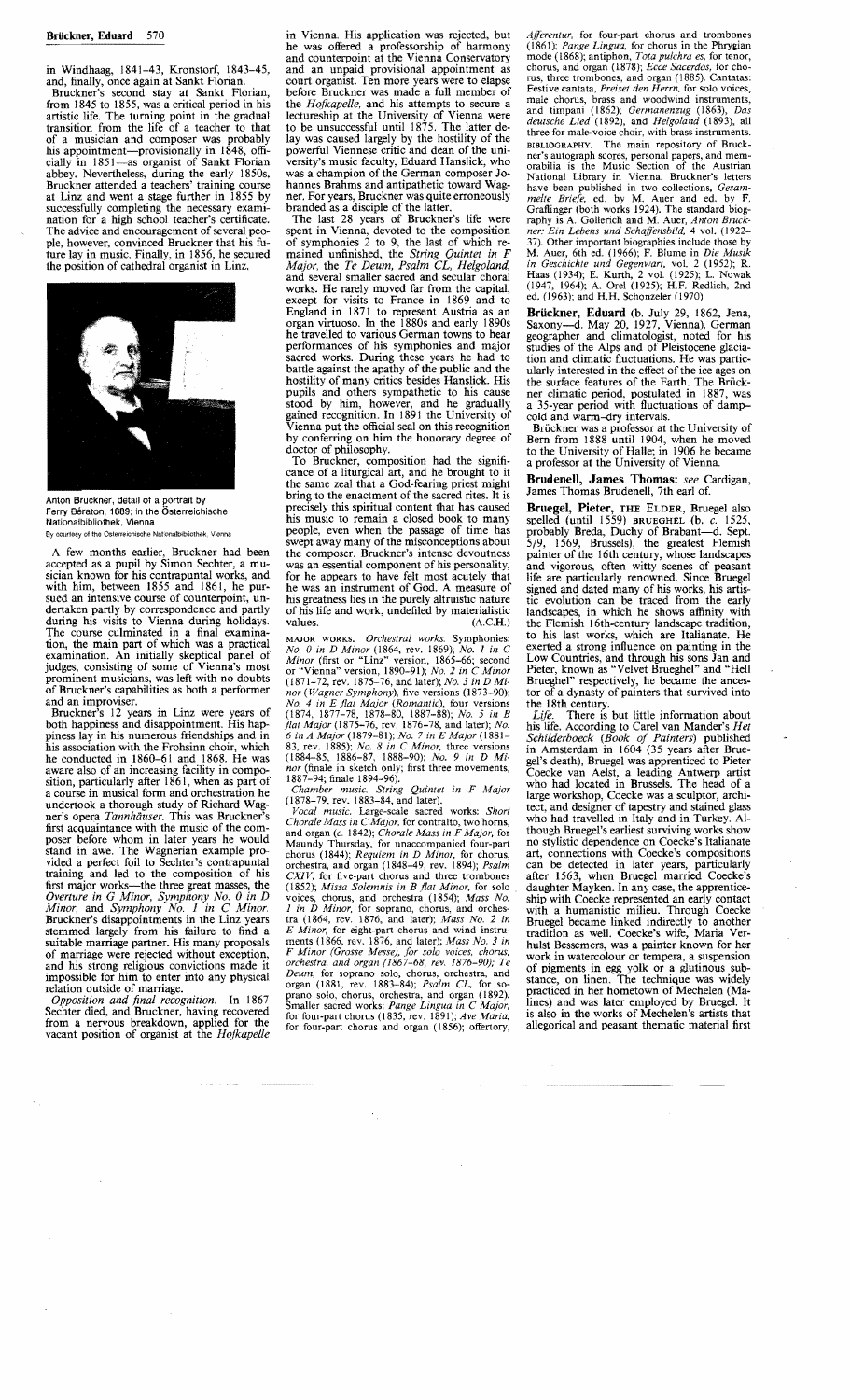in Windhaag, 1841–43, Kronstorf, 1843–45, and, finally, once again at Sankt Florian.

Bruckner's second stay at Sankt Florian, from 1845 to 1855, was a critical period in his artistic life. The turning point in the gradual transition from the life of a teacher to that of a musician and composer was probably his appointment—provisionally in 1848, officially in 1851—as organist of Sankt Florian abbey. Nevertheless, during the early 1850s, Bruckner attended a teachers' training course at Linz and went a stage further in 1855 by successfully completing the necessary examination for a high school teacher's certificate. The advice and encouragement of several people, however, convinced Bruckner that his future lay in music. Finally, in 1856, he secured the position of cathedral organist in Linz.

Anton Bruckner, detail of a portrait by Ferry Bératon, 1889; in the Österreichische Nationalbibliothek, Vienna

By courtesy of the Osterreichische Nationalbibliothek, Vienna

A few months earlier, Bruckner had been accepted as a pupil by Simon Sechter, a musician known for his contrapuntal works, and with him, between 1855 and 1861, he pursued an intensive course of counterpoint, undertaken partly by correspondence and partly during his visits to Vienna during holidays. The course culminated in a final examination, the main part of which was a practical examination. An initially skeptical panel of judges, consisting of some of Vienna's most prominent musicians, was left with no doubts of Bruckner's capabilities as both a performer and an improviser.

Bruckner's 12 years in Linz were years of both happiness and disappointment. His happiness lay in his numerous friendships and in his association with the Frohsinn choir, which he conducted in 1860–61 and 1868. He was aware also of an increasing facility in composition, particularly after 1861, when as part of a course in musical form and orchestration he undertook a thorough study of Richard Wagner's opera *Tannhäuser*. This was Bruckner's first acquaintance with the music of the composer before whom in later years he would stand in awe. The Wagnerian example provided a perfect foil to Sechter's contrapuntal training and led to the composition of his first major works—the three great masses, the *Overture in G Minor*, *Symphony No. 0 in D Minor*, and *Symphony No. 1 in C Minor*. Bruckner's disappointments in the Linz years stemmed largely from his failure to find a suitable marriage partner. His many proposals of marriage were rejected without exception, and his strong religious convictions made it impossible for him to enter into any physical relation outside of marriage.

*Opposition and final recognition.* In 1867 Sechter died, and Bruckner, having recovered from a nervous breakdown, applied for the vacant position of organist at the *Hofkapelle* in Vienna. His application was rejected, but he was offered a professorship of harmony and counterpoint at the Vienna Conservatory and an unpaid provisional appointment as court organist. Ten more years were to elapse before Bruckner was made a full member of the *Hofkapelle*, and his attempts to secure a lectureship at the University of Vienna were to be unsuccessful until 1875. The latter delay was caused largely by the hostility of the powerful Viennese critic and dean of the university's music faculty, Eduard Hanslick, who was a champion of the German composer Johannes Brahms and antipathetic toward Wagner. For years, Bruckner was quite erroneously branded as a disciple of the latter.

The last 28 years of Bruckner's life were spent in Vienna, devoted to the composition of symphonies 2 to 9, the last of which remained unfinished, the *String Quintet in F Major*, the *Te Deum*, *Psalm CL*, *Helgoland*, and several smaller sacred and secular choral works. He rarely moved far from the capital, except for visits to France in 1869 and to England in 1871 to represent Austria as an organ virtuoso. In the 1880s and early 1890s he travelled to various German towns to hear performances of his symphonies and major sacred works. During these years he had to battle against the apathy of the public and the hostility of many critics besides Hanslick. His pupils and others sympathetic to his cause stood by him, however, and he gradually gained recognition. In 1891 the University of Vienna put the official seal on this recognition by conferring on him the honorary degree of doctor of philosophy.

To Bruckner, composition had the significance of a liturgical art, and he brought to it the same zeal that a God-fearing priest might bring to the enactment of the sacred rites. It is precisely this spiritual content that has caused his music to remain a closed book to many people, even when the passage of time has swept away many of the misconceptions about the composer. Bruckner's intense devoutness was an essential component of his personality, for he appears to have felt most acutely that he was an instrument of God. A measure of his greatness lies in the purely altruistic nature of his life and work, undefiled by materialistic values. (A.C.H.)

MAJOR WORKS. *Orchestral works.* Symphonies: *No. 0 in D Minor* (1864, rev. 1869); *No. 1 in C Minor* (first or "Linz" version, 1865–66; second or "Vienna" version, 1890–91); *No. 2 in C Minor* (1871–72, rev. 1875–76, and later); *No. 3 in D Minor* (*Wagner Symphony*), five versions (1873–90); *No. 4 in E flat Major* (*Romantic*), four versions (1874, 1877–78, 1878–80, 1887–88); *No. 5 in B flat Major* (1875–76, rev. 1876–78, and later); *No. 6 in A Major* (1879–81); *No. 7 in E Major* (1881–83, rev. 1885); *No. 8 in C Minor*, three versions (1884–85, 1886–87, 1888–90); *No. 9 in D Minor* (finale in sketch only; first three movements, 1887–94; finale 1894–96).

*Chamber music.* *String Quintet in F Major* (1878–79, rev. 1883–84, and later).

*Vocal music.* Large-scale sacred works: *Short Chorale Mass in C Major*, for contralto, two horns, and organ (c. 1842); *Chorale Mass in F Major*, for Maundy Thursday, for unaccompanied four-part chorus (1844); *Requiem in D Minor*, for chorus, orchestra, and organ (1848–49, rev. 1894); *Psalm CXIV*, for five-part chorus and three trombones (1852); *Missa Solemnis in B flat Minor*, for solo voices, chorus, and orchestra (1854); *Mass No. 1 in D Minor*, for soprano, chorus, and orchestra (1864, rev. 1876, and later); *Mass No. 2 in E Minor*, for eight-part chorus and wind instruments (1866, rev. 1876, and later); *Mass No. 3 in F Minor (Grosse Messe)*, *for solo voices, chorus, orchestra, and organ (1867–68, rev. 1876–90)*; *Te Deum*, for soprano solo, chorus, orchestra, and organ (1881, rev. 1883–84); *Psalm CL*, for soprano solo, chorus, orchestra, and organ (1892). Smaller sacred works: *Pange Lingua in C Major*, for four-part chorus (1835, rev. 1891); *Ave Maria*, for four-part chorus and organ (1856); offertory, *Afferentur*, for four-part chorus and trombones (1861); *Pange Lingua*, for chorus in the Phrygian mode (1868); antiphon, *Tota pulchra es*, for tenor, chorus, and organ (1878); *Ecce Sacerdos*, for chorus, three trombones, and organ (1885). Cantatas: Festive cantata, *Preiset den Herrn*, for solo voices, male chorus, brass and woodwind instruments, and timpani (1862); *Germanenzug* (1863), *Das deutsche Lied* (1892), and *Helgoland* (1893), all three for male-voice choir, with brass instruments.

BIBLIOGRAPHY. The main repository of Bruckner's autograph scores, personal papers, and memorabilia is the Music Section of the Austrian National Library in Vienna. Bruckner's letters have been published in two collections, *Gesammelte Briefe*, ed. by M. Auer and ed. by F. Gräflinger (both works 1924). The standard biography is A. Göllerich and M. Auer, *Anton Bruckner: Ein Lebens und Schaffensbild*, 4 vol. (1922–37). Other important biographies include those by M. Auer, 6th ed. (1966); F. Blume in *Die Musik in Geschichte und Gegenwart*, vol. 2 (1952); R. Haas (1934); E. Kurth, 2 vol. (1925); L. Nowak (1947, 1964); A. Orel (1925); H.F. Redlich, 2nd ed. (1963); and H.H. Schönzeler (1970).

**Brückner, Eduard** (b. July 29, 1862, Jena, Saxony—d. May 20, 1927, Vienna), German geographer and climatologist, noted for his studies of the Alps and of Pleistocene glaciation and climatic fluctuations. He was particularly interested in the effect of the ice ages on the surface features of the Earth. The Brückner climatic period, postulated in 1887, was a 35-year period with fluctuations of damp–cold and warm–dry intervals.

Brückner was a professor at the University of Bern from 1888 until 1904, when he moved to the University of Halle; in 1906 he became a professor at the University of Vienna.

**Brudenell, James Thomas:** *see* Cardigan, James Thomas Brudenell, 7th earl of.

**Bruegel, Pieter,** THE ELDER, Bruegel also spelled (until 1559) BRUEGHEL (b. *c.* 1525, probably Breda, Duchy of Brabant—d. Sept. 5/9, 1569, Brussels), the greatest Flemish painter of the 16th century, whose landscapes and vigorous, often witty scenes of peasant life are particularly renowned. Since Bruegel signed and dated many of his works, his artistic evolution can be traced from the early landscapes, in which he shows affinity with the Flemish 16th-century landscape tradition, to his last works, which are Italianate. He exerted a strong influence on painting in the Low Countries, and through his sons Jan and Pieter, known as "Velvet Brueghel" and "Hell Brueghel" respectively, he became the ancestor of a dynasty of painters that survived into the 18th century.

*Life.* There is but little information about his life. According to Carel van Mander's *Het Schilderboeck* (*Book of Painters*) published in Amsterdam in 1604 (35 years after Bruegel's death), Bruegel was apprenticed to Pieter Coecke van Aelst, a leading Antwerp artist who had located in Brussels. The head of a large workshop, Coecke was a sculptor, architect, and designer of tapestry and stained glass who had travelled in Italy and in Turkey. Although Bruegel's earliest surviving works show no stylistic dependence on Coecke's Italianate art, connections with Coecke's compositions can be detected in later years, particularly after 1563, when Bruegel married Coecke's daughter Mayken. In any case, the apprenticeship with Coecke represented an early contact with a humanistic milieu. Through Coecke Bruegel became linked indirectly to another tradition as well. Coecke's wife, Maria Verhulst Bessemers, was a painter known for her work in watercolour or tempera, a suspension of pigments in egg yolk or a glutinous substance, on linen. The technique was widely practiced in her hometown of Mechelen (Malines) and was later employed by Bruegel. It is also in the works of Mechelen's artists that allegorical and peasant thematic material first